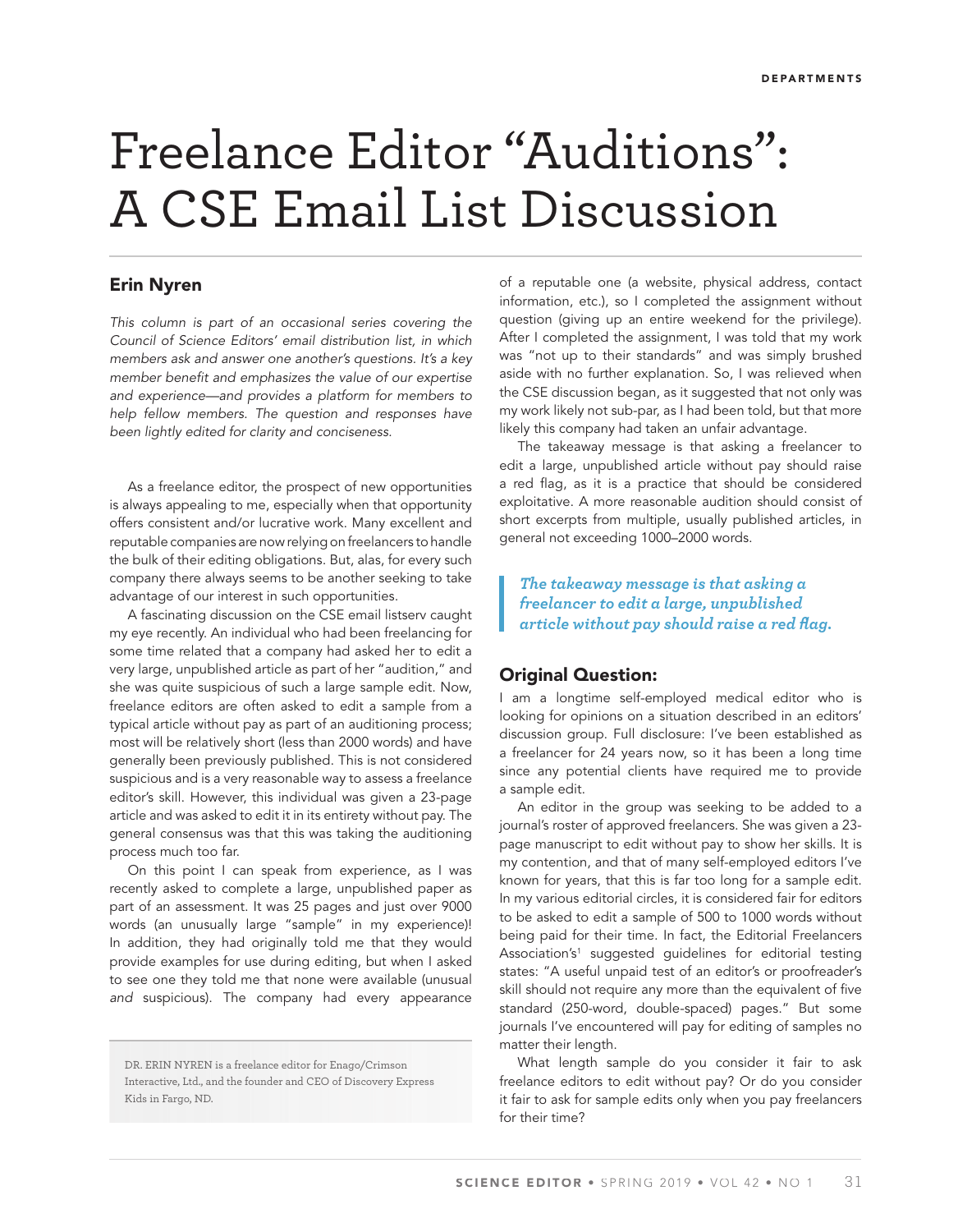# Freelance Editor "Auditions": A CSE Email List Discussion

## Erin Nyren

*This column is part of an occasional series covering the Council of Science Editors' email distribution list, in which members ask and answer one another's questions. It's a key member benefit and emphasizes the value of our expertise and experience—and provides a platform for members to help fellow members. The question and responses have been lightly edited for clarity and conciseness.*

As a freelance editor, the prospect of new opportunities is always appealing to me, especially when that opportunity offers consistent and/or lucrative work. Many excellent and reputable companies are now relying on freelancers to handle the bulk of their editing obligations. But, alas, for every such company there always seems to be another seeking to take advantage of our interest in such opportunities.

A fascinating discussion on the CSE email listserv caught my eye recently. An individual who had been freelancing for some time related that a company had asked her to edit a very large, unpublished article as part of her "audition," and she was quite suspicious of such a large sample edit. Now, freelance editors are often asked to edit a sample from a typical article without pay as part of an auditioning process; most will be relatively short (less than 2000 words) and have generally been previously published. This is not considered suspicious and is a very reasonable way to assess a freelance editor's skill. However, this individual was given a 23-page article and was asked to edit it in its entirety without pay. The general consensus was that this was taking the auditioning process much too far.

On this point I can speak from experience, as I was recently asked to complete a large, unpublished paper as part of an assessment. It was 25 pages and just over 9000 words (an unusually large "sample" in my experience)! In addition, they had originally told me that they would provide examples for use during editing, but when I asked to see one they told me that none were available (unusual *and* suspicious). The company had every appearance of a reputable one (a website, physical address, contact information, etc.), so I completed the assignment without question (giving up an entire weekend for the privilege). After I completed the assignment, I was told that my work was "not up to their standards" and was simply brushed aside with no further explanation. So, I was relieved when the CSE discussion began, as it suggested that not only was my work likely not sub-par, as I had been told, but that more likely this company had taken an unfair advantage.

The takeaway message is that asking a freelancer to edit a large, unpublished article without pay should raise a red flag, as it is a practice that should be considered exploitative. A more reasonable audition should consist of short excerpts from multiple, usually published articles, in general not exceeding 1000–2000 words.

> *The takeaway message is that asking a freelancer to edit a large, unpublished article without pay should raise a red flag.*

DR. ERIN NYREN is a freelance editor for Enago/Crimson Interactive, Ltd., and the founder and CEO of Discovery Express Kids in Fargo, ND.

## Original Question:

I am a longtime self-employed medical editor who is looking for opinions on a situation described in an editors' discussion group. Full disclosure: I've been established as a freelancer for 24 years now, so it has been a long time since any potential clients have required me to provide a sample edit.

An editor in the group was seeking to be added to a journal's roster of approved freelancers. She was given a 23-page manuscript to edit without pay to show her skills. It is my contention, and that of many self-employed editors I've known for years, that this is far too long for a sample edit. In my various editorial circles, it is considered fair for editors to be asked to edit a sample of 500 to 1000 words without being paid for their time. In fact, the Editorial Freelancers Association's[1] suggested guidelines for editorial testing states: "A useful unpaid test of an editor's or proofreader's skill should not require any more than the equivalent of five standard (250-word, double-spaced) pages." But some journals I've encountered will pay for editing of samples no matter their length.

What length sample do you consider it fair to ask freelance editors to edit without pay? Or do you consider it fair to ask for sample edits only when you pay freelancers for their time?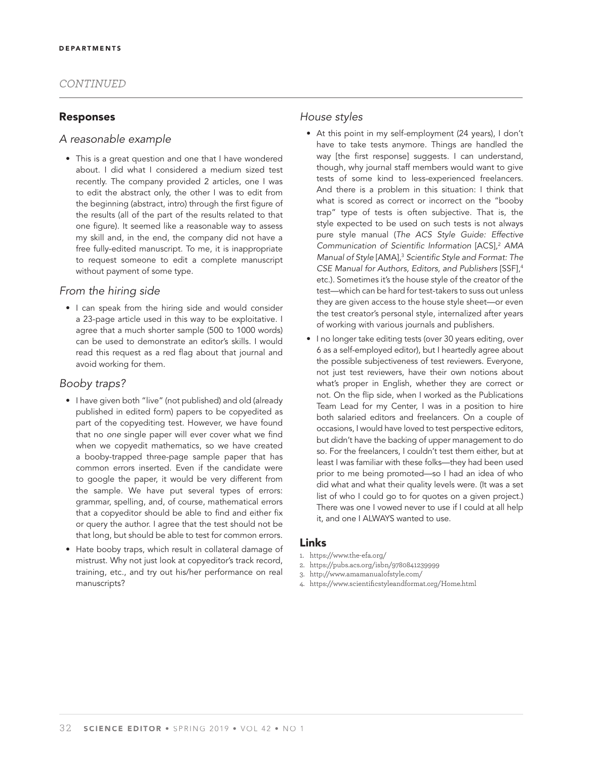CONTINUED

## Responses

### A reasonable example

- This is a great question and one that I have wondered about. I did what I considered a medium sized test recently. The company provided 2 articles, one I was to edit the abstract only, the other I was to edit from the beginning (abstract, intro) through the first figure of the results (all of the part of the results related to that one figure). It seemed like a reasonable way to assess my skill and, in the end, the company did not have a free fully-edited manuscript. To me, it is inappropriate to request someone to edit a complete manuscript without payment of some type.

### From the hiring side

- I can speak from the hiring side and would consider a 23-page article used in this way to be exploitative. I agree that a much shorter sample (500 to 1000 words) can be used to demonstrate an editor's skills. I would read this request as a red flag about that journal and avoid working for them.

### Booby traps?

- I have given both "live" (not published) and old (already published in edited form) papers to be copyedited as part of the copyediting test. However, we have found that no *one* single paper will ever cover what we find when we copyedit mathematics, so we have created a booby-trapped three-page sample paper that has common errors inserted. Even if the candidate were to google the paper, it would be very different from the sample. We have put several types of errors: grammar, spelling, and, of course, mathematical errors that a copyeditor should be able to find and either fix or query the author. I agree that the test should not be that long, but should be able to test for common errors.
- Hate booby traps, which result in collateral damage of mistrust. Why not just look at copyeditor's track record, training, etc., and try out his/her performance on real manuscripts?

### House styles

- At this point in my self-employment (24 years), I don't have to take tests anymore. Things are handled the way [the first response] suggests. I can understand, though, why journal staff members would want to give tests of some kind to less-experienced freelancers. And there is a problem in this situation: I think that what is scored as correct or incorrect on the "booby trap" type of tests is often subjective. That is, the style expected to be used on such tests is not always pure style manual (*The ACS Style Guide: Effective Communication of Scientific Information* [ACS],[2] *AMA Manual of Style* [AMA],[3] *Scientific Style and Format: The CSE Manual for Authors, Editors, and Publishers* [SSF],[4] etc.). Sometimes it's the house style of the creator of the test—which can be hard for test-takers to suss out unless they are given access to the house style sheet—or even the test creator's personal style, internalized after years of working with various journals and publishers.
- I no longer take editing tests (over 30 years editing, over 6 as a self-employed editor), but I heartedly agree about the possible subjectiveness of test reviewers. Everyone, not just test reviewers, have their own notions about what's proper in English, whether they are correct or not. On the flip side, when I worked as the Publications Team Lead for my Center, I was in a position to hire both salaried editors and freelancers. On a couple of occasions, I would have loved to test perspective editors, but didn't have the backing of upper management to do so. For the freelancers, I couldn't test them either, but at least I was familiar with these folks—they had been used prior to me being promoted—so I had an idea of who did what and what their quality levels were. (It was a set list of who I could go to for quotes on a given project.) There was one I vowed never to use if I could at all help it, and one I ALWAYS wanted to use.

## Links

1. https://www.the-efa.org/
2. https://pubs.acs.org/isbn/9780841239999
3. http://www.amamanualofstyle.com/
4. https://www.scientificstyleandformat.org/Home.html